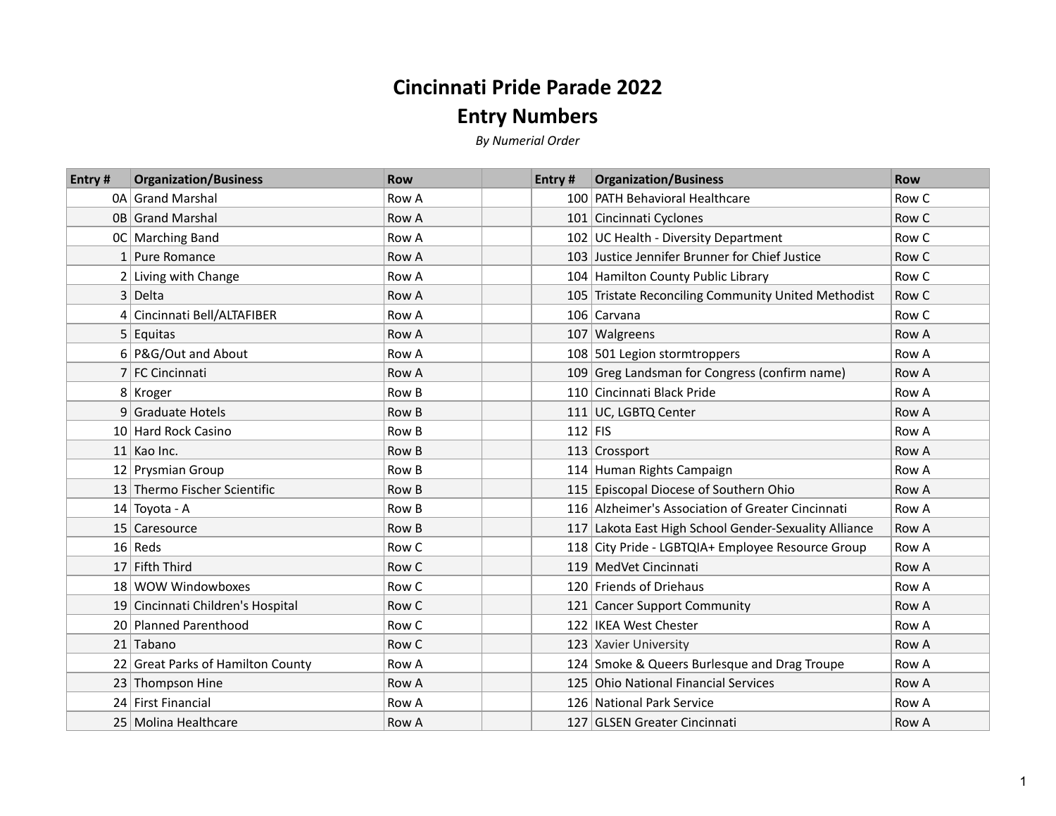# Cincinnati Pride Parade 2022

# Entry Numbers

*By Numerial Order*

| Entry # | Organization/Business | Row | | Entry # | Organization/Business | Row |
|---|---|---|---|---|---|---|
| 0A | Grand Marshal | Row A | | 100 | PATH Behavioral Healthcare | Row C |
| 0B | Grand Marshal | Row A | | 101 | Cincinnati Cyclones | Row C |
| 0C | Marching Band | Row A | | 102 | UC Health - Diversity Department | Row C |
| 1 | Pure Romance | Row A | | 103 | Justice Jennifer Brunner for Chief Justice | Row C |
| 2 | Living with Change | Row A | | 104 | Hamilton County Public Library | Row C |
| 3 | Delta | Row A | | 105 | Tristate Reconciling Community United Methodist | Row C |
| 4 | Cincinnati Bell/ALTAFIBER | Row A | | 106 | Carvana | Row C |
| 5 | Equitas | Row A | | 107 | Walgreens | Row A |
| 6 | P&G/Out and About | Row A | | 108 | 501 Legion stormtroppers | Row A |
| 7 | FC Cincinnati | Row A | | 109 | Greg Landsman for Congress (confirm name) | Row A |
| 8 | Kroger | Row B | | 110 | Cincinnati Black Pride | Row A |
| 9 | Graduate Hotels | Row B | | 111 | UC, LGBTQ Center | Row A |
| 10 | Hard Rock Casino | Row B | | 112 | FIS | Row A |
| 11 | Kao Inc. | Row B | | 113 | Crossport | Row A |
| 12 | Prysmian Group | Row B | | 114 | Human Rights Campaign | Row A |
| 13 | Thermo Fischer Scientific | Row B | | 115 | Episcopal Diocese of Southern Ohio | Row A |
| 14 | Toyota - A | Row B | | 116 | Alzheimer's Association of Greater Cincinnati | Row A |
| 15 | Caresource | Row B | | 117 | Lakota East High School Gender-Sexuality Alliance | Row A |
| 16 | Reds | Row C | | 118 | City Pride - LGBTQIA+ Employee Resource Group | Row A |
| 17 | Fifth Third | Row C | | 119 | MedVet Cincinnati | Row A |
| 18 | WOW Windowboxes | Row C | | 120 | Friends of Driehaus | Row A |
| 19 | Cincinnati Children's Hospital | Row C | | 121 | Cancer Support Community | Row A |
| 20 | Planned Parenthood | Row C | | 122 | IKEA West Chester | Row A |
| 21 | Tabano | Row C | | 123 | Xavier University | Row A |
| 22 | Great Parks of Hamilton County | Row A | | 124 | Smoke & Queers Burlesque and Drag Troupe | Row A |
| 23 | Thompson Hine | Row A | | 125 | Ohio National Financial Services | Row A |
| 24 | First Financial | Row A | | 126 | National Park Service | Row A |
| 25 | Molina Healthcare | Row A | | 127 | GLSEN Greater Cincinnati | Row A |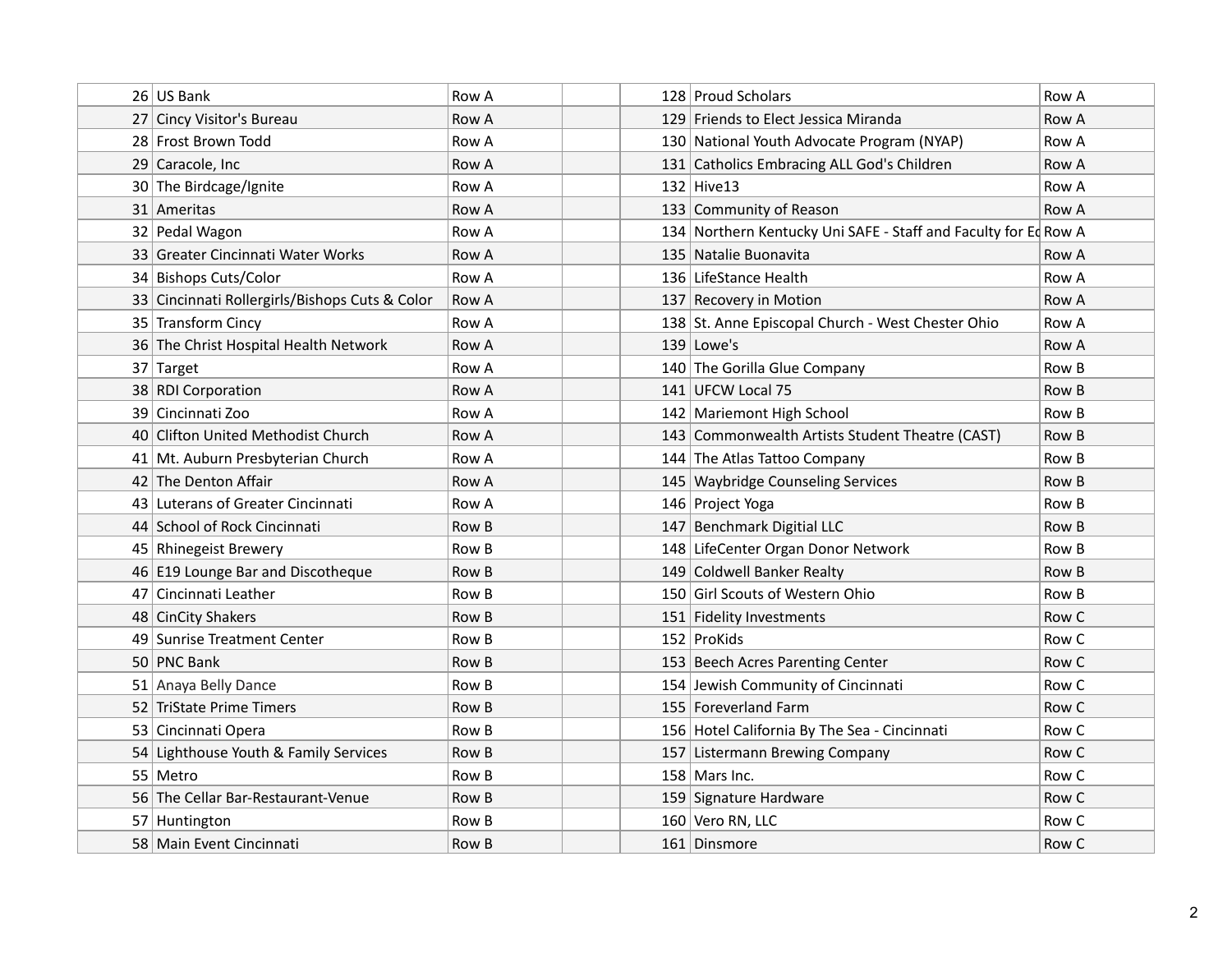| | | | | | |
|---|---|---|---|---|---|
| 26 | US Bank | Row A | 128 | Proud Scholars | Row A |
| 27 | Cincy Visitor's Bureau | Row A | 129 | Friends to Elect Jessica Miranda | Row A |
| 28 | Frost Brown Todd | Row A | 130 | National Youth Advocate Program (NYAP) | Row A |
| 29 | Caracole, Inc | Row A | 131 | Catholics Embracing ALL God's Children | Row A |
| 30 | The Birdcage/Ignite | Row A | 132 | Hive13 | Row A |
| 31 | Ameritas | Row A | 133 | Community of Reason | Row A |
| 32 | Pedal Wagon | Row A | 134 | Northern Kentucky Uni SAFE - Staff and Faculty for Ed | Row A |
| 33 | Greater Cincinnati Water Works | Row A | 135 | Natalie Buonavita | Row A |
| 34 | Bishops Cuts/Color | Row A | 136 | LifeStance Health | Row A |
| 33 | Cincinnati Rollergirls/Bishops Cuts & Color | Row A | 137 | Recovery in Motion | Row A |
| 35 | Transform Cincy | Row A | 138 | St. Anne Episcopal Church - West Chester Ohio | Row A |
| 36 | The Christ Hospital Health Network | Row A | 139 | Lowe's | Row A |
| 37 | Target | Row A | 140 | The Gorilla Glue Company | Row B |
| 38 | RDI Corporation | Row A | 141 | UFCW Local 75 | Row B |
| 39 | Cincinnati Zoo | Row A | 142 | Mariemont High School | Row B |
| 40 | Clifton United Methodist Church | Row A | 143 | Commonwealth Artists Student Theatre (CAST) | Row B |
| 41 | Mt. Auburn Presbyterian Church | Row A | 144 | The Atlas Tattoo Company | Row B |
| 42 | The Denton Affair | Row A | 145 | Waybridge Counseling Services | Row B |
| 43 | Luterans of Greater Cincinnati | Row A | 146 | Project Yoga | Row B |
| 44 | School of Rock Cincinnati | Row B | 147 | Benchmark Digitial LLC | Row B |
| 45 | Rhinegeist Brewery | Row B | 148 | LifeCenter Organ Donor Network | Row B |
| 46 | E19 Lounge Bar and Discotheque | Row B | 149 | Coldwell Banker Realty | Row B |
| 47 | Cincinnati Leather | Row B | 150 | Girl Scouts of Western Ohio | Row B |
| 48 | CinCity Shakers | Row B | 151 | Fidelity Investments | Row C |
| 49 | Sunrise Treatment Center | Row B | 152 | ProKids | Row C |
| 50 | PNC Bank | Row B | 153 | Beech Acres Parenting Center | Row C |
| 51 | Anaya Belly Dance | Row B | 154 | Jewish Community of Cincinnati | Row C |
| 52 | TriState Prime Timers | Row B | 155 | Foreverland Farm | Row C |
| 53 | Cincinnati Opera | Row B | 156 | Hotel California By The Sea - Cincinnati | Row C |
| 54 | Lighthouse Youth & Family Services | Row B | 157 | Listermann Brewing Company | Row C |
| 55 | Metro | Row B | 158 | Mars Inc. | Row C |
| 56 | The Cellar Bar-Restaurant-Venue | Row B | 159 | Signature Hardware | Row C |
| 57 | Huntington | Row B | 160 | Vero RN, LLC | Row C |
| 58 | Main Event Cincinnati | Row B | 161 | Dinsmore | Row C |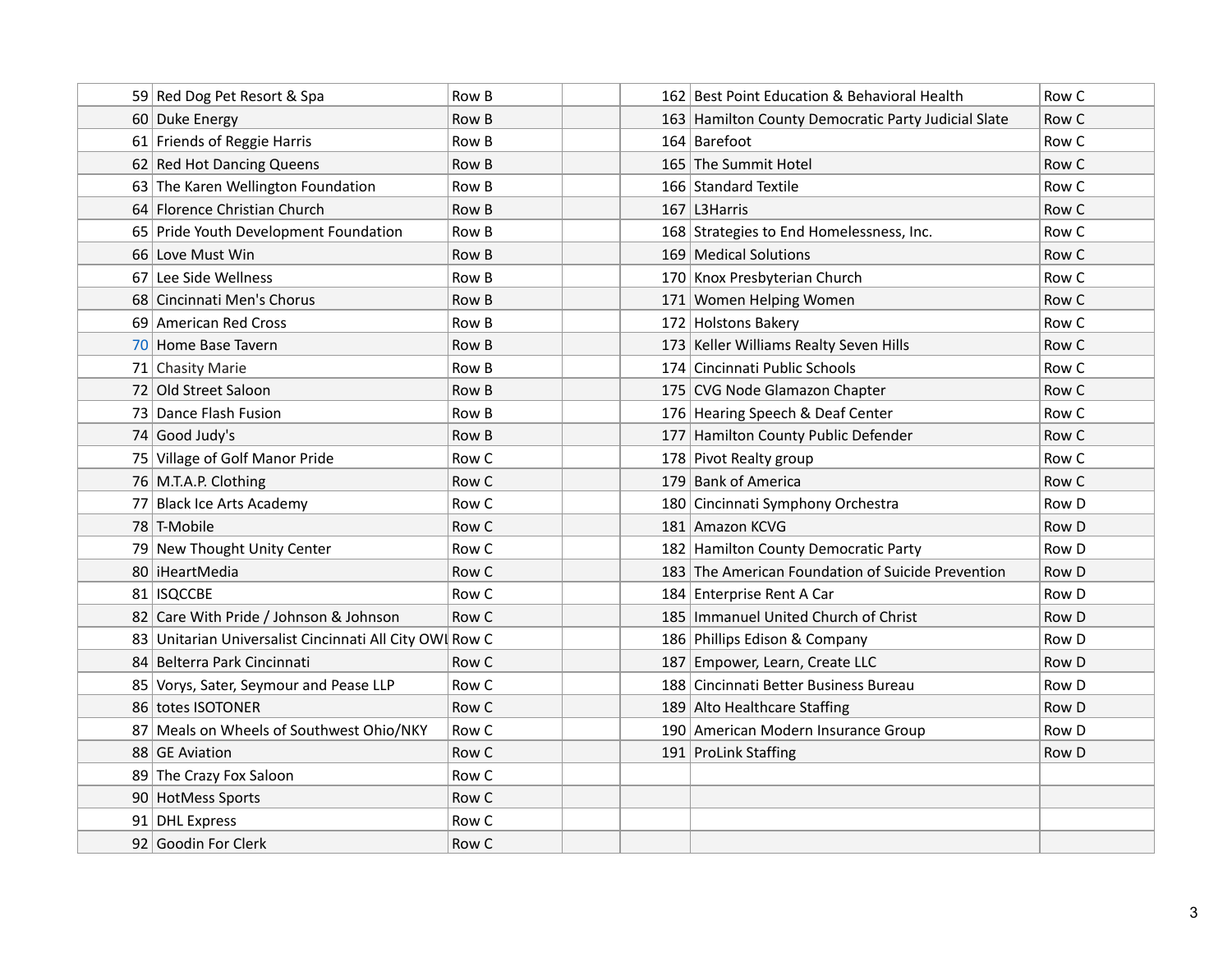| | | | | | | |
|---|---|---|---|---|---|---|
| 59 | Red Dog Pet Resort & Spa | Row B | | 162 | Best Point Education & Behavioral Health | Row C |
| 60 | Duke Energy | Row B | | 163 | Hamilton County Democratic Party Judicial Slate | Row C |
| 61 | Friends of Reggie Harris | Row B | | 164 | Barefoot | Row C |
| 62 | Red Hot Dancing Queens | Row B | | 165 | The Summit Hotel | Row C |
| 63 | The Karen Wellington Foundation | Row B | | 166 | Standard Textile | Row C |
| 64 | Florence Christian Church | Row B | | 167 | L3Harris | Row C |
| 65 | Pride Youth Development Foundation | Row B | | 168 | Strategies to End Homelessness, Inc. | Row C |
| 66 | Love Must Win | Row B | | 169 | Medical Solutions | Row C |
| 67 | Lee Side Wellness | Row B | | 170 | Knox Presbyterian Church | Row C |
| 68 | Cincinnati Men's Chorus | Row B | | 171 | Women Helping Women | Row C |
| 69 | American Red Cross | Row B | | 172 | Holstons Bakery | Row C |
| 70 | Home Base Tavern | Row B | | 173 | Keller Williams Realty Seven Hills | Row C |
| 71 | Chasity Marie | Row B | | 174 | Cincinnati Public Schools | Row C |
| 72 | Old Street Saloon | Row B | | 175 | CVG Node Glamazon Chapter | Row C |
| 73 | Dance Flash Fusion | Row B | | 176 | Hearing Speech & Deaf Center | Row C |
| 74 | Good Judy's | Row B | | 177 | Hamilton County Public Defender | Row C |
| 75 | Village of Golf Manor Pride | Row C | | 178 | Pivot Realty group | Row C |
| 76 | M.T.A.P. Clothing | Row C | | 179 | Bank of America | Row C |
| 77 | Black Ice Arts Academy | Row C | | 180 | Cincinnati Symphony Orchestra | Row D |
| 78 | T-Mobile | Row C | | 181 | Amazon KCVG | Row D |
| 79 | New Thought Unity Center | Row C | | 182 | Hamilton County Democratic Party | Row D |
| 80 | iHeartMedia | Row C | | 183 | The American Foundation of Suicide Prevention | Row D |
| 81 | ISQCCBE | Row C | | 184 | Enterprise Rent A Car | Row D |
| 82 | Care With Pride / Johnson & Johnson | Row C | | 185 | Immanuel United Church of Christ | Row D |
| 83 | Unitarian Universalist Cincinnati All City OWL | Row C | | 186 | Phillips Edison & Company | Row D |
| 84 | Belterra Park Cincinnati | Row C | | 187 | Empower, Learn, Create LLC | Row D |
| 85 | Vorys, Sater, Seymour and Pease LLP | Row C | | 188 | Cincinnati Better Business Bureau | Row D |
| 86 | totes ISOTONER | Row C | | 189 | Alto Healthcare Staffing | Row D |
| 87 | Meals on Wheels of Southwest Ohio/NKY | Row C | | 190 | American Modern Insurance Group | Row D |
| 88 | GE Aviation | Row C | | 191 | ProLink Staffing | Row D |
| 89 | The Crazy Fox Saloon | Row C | | | | |
| 90 | HotMess Sports | Row C | | | | |
| 91 | DHL Express | Row C | | | | |
| 92 | Goodin For Clerk | Row C | | | | |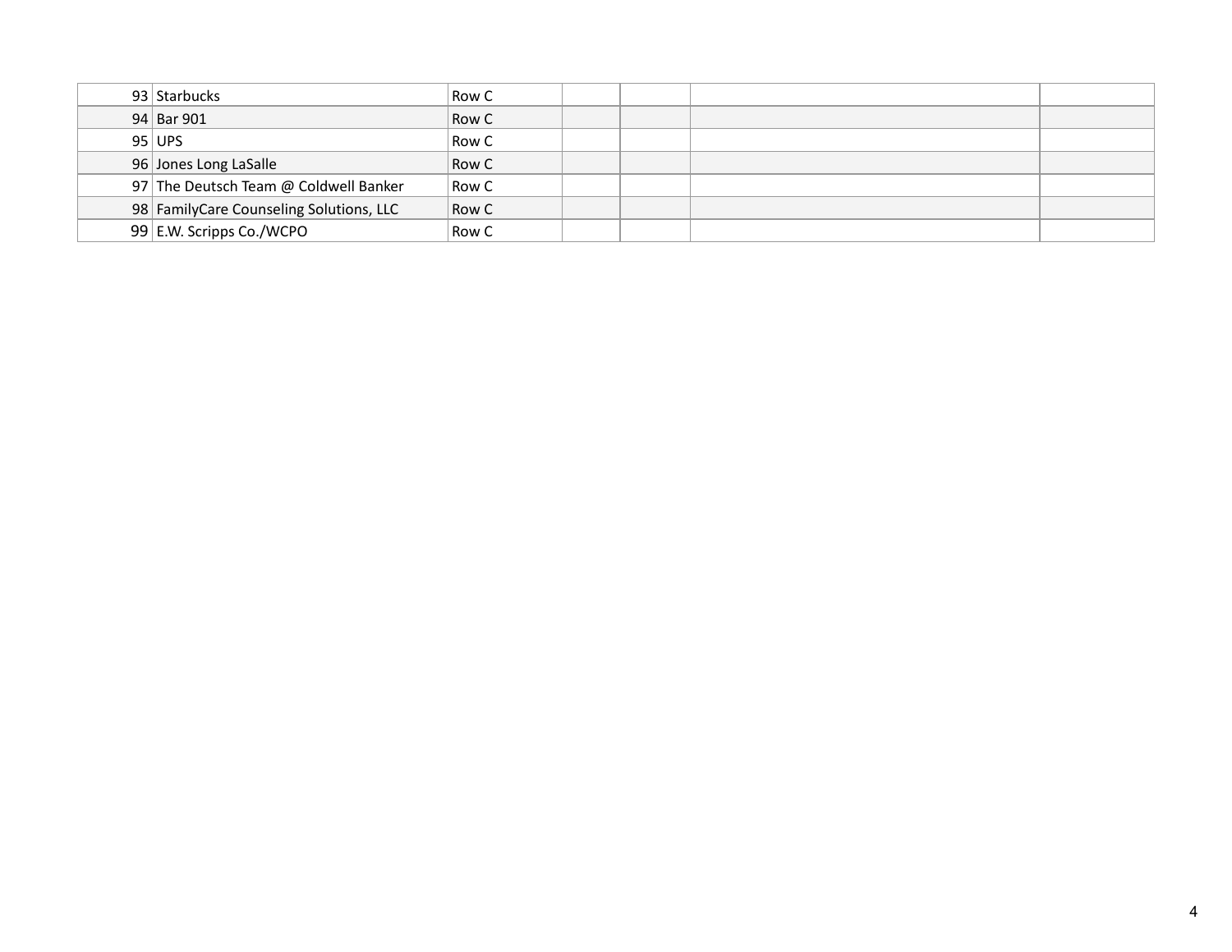| | | | | | | |
|---|---|---|---|---|---|---|
| 93 | Starbucks | Row C | | | | |
| 94 | Bar 901 | Row C | | | | |
| 95 | UPS | Row C | | | | |
| 96 | Jones Long LaSalle | Row C | | | | |
| 97 | The Deutsch Team @ Coldwell Banker | Row C | | | | |
| 98 | FamilyCare Counseling Solutions, LLC | Row C | | | | |
| 99 | E.W. Scripps Co./WCPO | Row C | | | | |